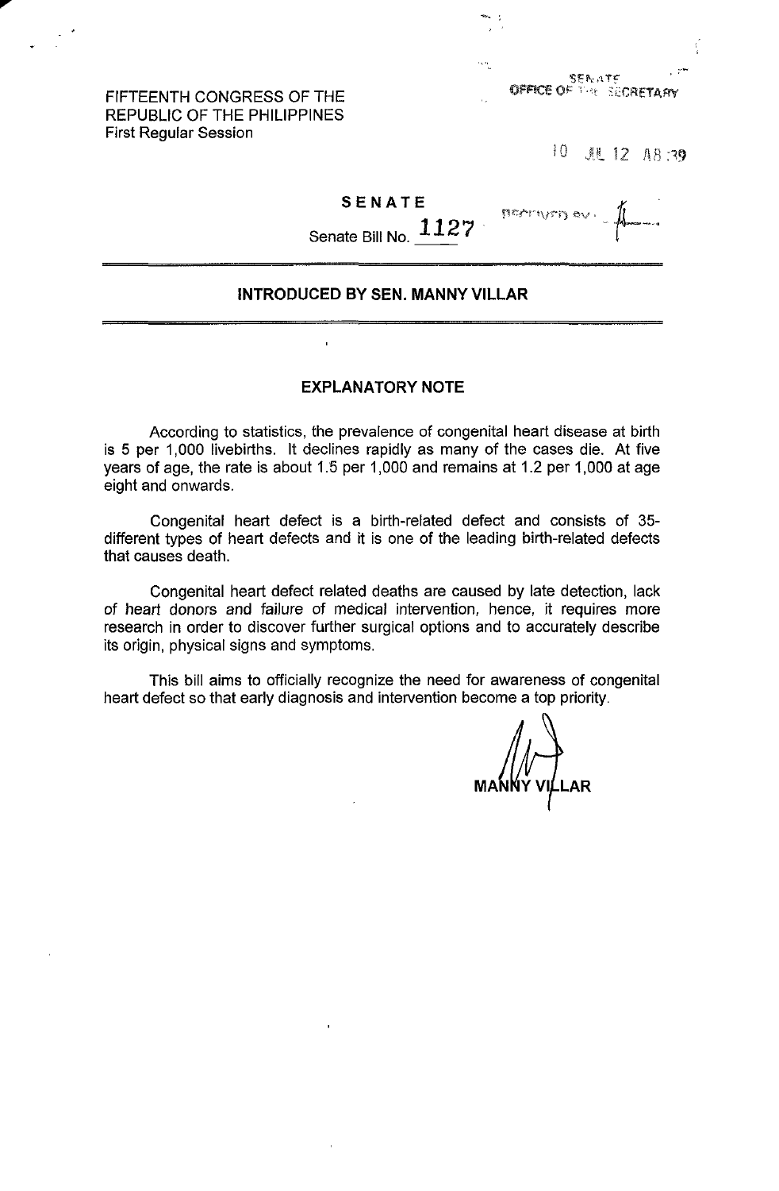FIFTEENTH CONGRESS OF THE
REPUBLIC OF THE PHILIPPINES
First Regular Session

SENATE
OFFICE OF THE SECRETARY

10 JUL 12 A8:39

**SENATE**

Senate Bill No. 1127

RECEIVED BY:

**INTRODUCED BY SEN. MANNY VILLAR**

## EXPLANATORY NOTE

According to statistics, the prevalence of congenital heart disease at birth is 5 per 1,000 livebirths. It declines rapidly as many of the cases die. At five years of age, the rate is about 1.5 per 1,000 and remains at 1.2 per 1,000 at age eight and onwards.

Congenital heart defect is a birth-related defect and consists of 35-different types of heart defects and it is one of the leading birth-related defects that causes death.

Congenital heart defect related deaths are caused by late detection, lack of heart donors and failure of medical intervention, hence, it requires more research in order to discover further surgical options and to accurately describe its origin, physical signs and symptoms.

This bill aims to officially recognize the need for awareness of congenital heart defect so that early diagnosis and intervention become a top priority.

MANNY VILLAR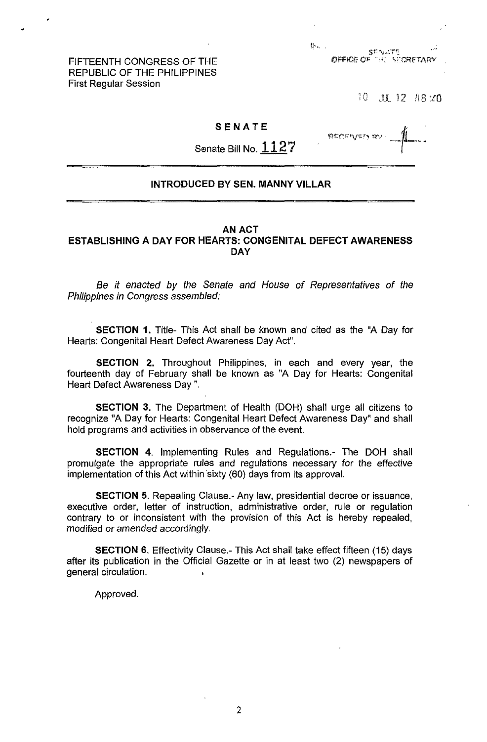FIFTEENTH CONGRESS OF THE
REPUBLIC OF THE PHILIPPINES
First Regular Session

SENATE
OFFICE OF THE SECRETARY

10 JUL 12 A8:20

RECEIVED BY:

**SENATE**

Senate Bill No. 1127

**INTRODUCED BY SEN. MANNY VILLAR**

**AN ACT**
**ESTABLISHING A DAY FOR HEARTS: CONGENITAL DEFECT AWARENESS DAY**

*Be it enacted by the Senate and House of Representatives of the Philippines in Congress assembled:*

**SECTION 1.** Title- This Act shall be known and cited as the "A Day for Hearts: Congenital Heart Defect Awareness Day Act".

**SECTION 2.** Throughout Philippines, in each and every year, the fourteenth day of February shall be known as "A Day for Hearts: Congenital Heart Defect Awareness Day ".

**SECTION 3.** The Department of Health (DOH) shall urge all citizens to recognize "A Day for Hearts: Congenital Heart Defect Awareness Day" and shall hold programs and activities in observance of the event.

**SECTION 4**. Implementing Rules and Regulations.- The DOH shall promulgate the appropriate rules and regulations necessary for the effective implementation of this Act within sixty (60) days from its approval.

**SECTION 5**. Repealing Clause.- Any law, presidential decree or issuance, executive order, letter of instruction, administrative order, rule or regulation contrary to or inconsistent with the provision of this Act is hereby repealed, modified or amended accordingly.

**SECTION 6**. Effectivity Clause.- This Act shall take effect fifteen (15) days after its publication in the Official Gazette or in at least two (2) newspapers of general circulation.

Approved.